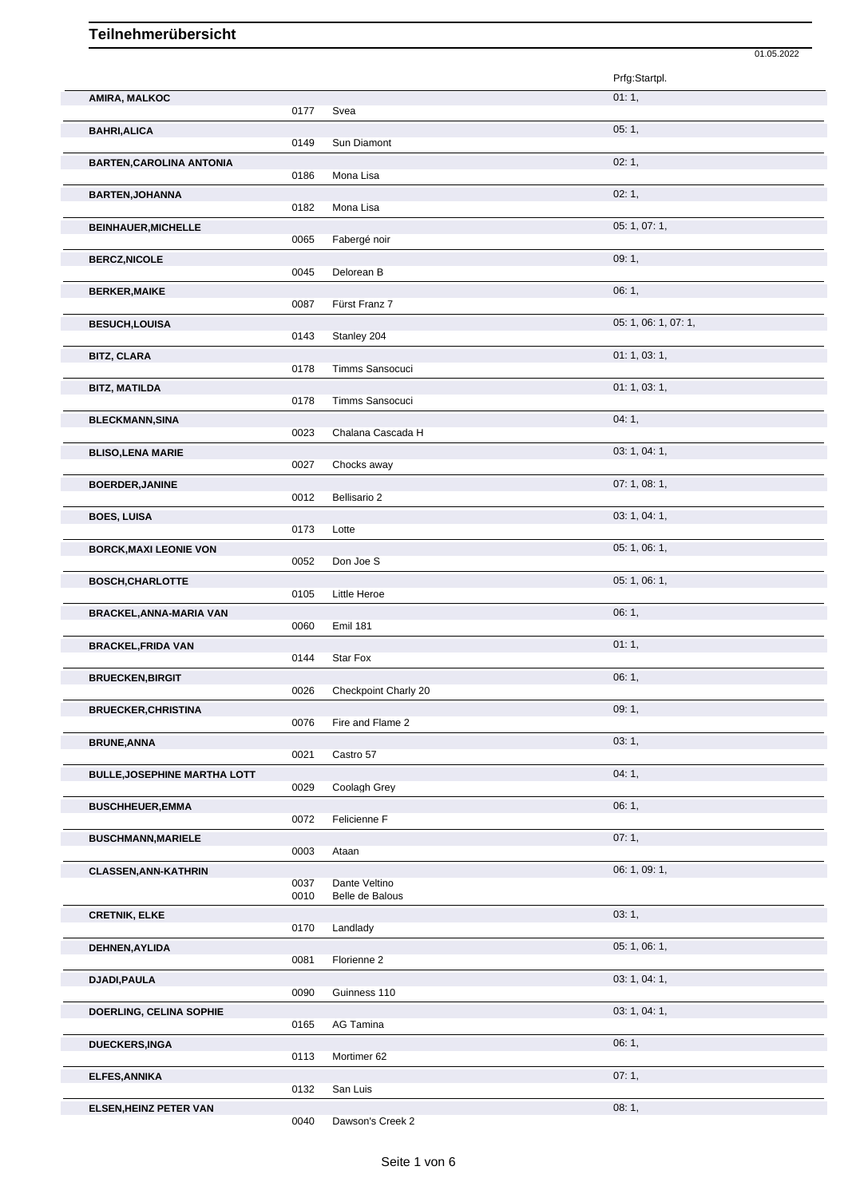# Teilnehmerübersicht

01.05.2022

| Name | Nr. | Pferd | Prfg:Startpl. |
|---|---|---|---|
| AMIRA, MALKOC | | | 01: 1, |
| | 0177 | Svea | |
| BAHRI,ALICA | | | 05: 1, |
| | 0149 | Sun Diamont | |
| BARTEN,CAROLINA ANTONIA | | | 02: 1, |
| | 0186 | Mona Lisa | |
| BARTEN,JOHANNA | | | 02: 1, |
| | 0182 | Mona Lisa | |
| BEINHAUER,MICHELLE | | | 05: 1, 07: 1, |
| | 0065 | Fabergé noir | |
| BERCZ,NICOLE | | | 09: 1, |
| | 0045 | Delorean B | |
| BERKER,MAIKE | | | 06: 1, |
| | 0087 | Fürst Franz 7 | |
| BESUCH,LOUISA | | | 05: 1, 06: 1, 07: 1, |
| | 0143 | Stanley 204 | |
| BITZ, CLARA | | | 01: 1, 03: 1, |
| | 0178 | Timms Sansocuci | |
| BITZ, MATILDA | | | 01: 1, 03: 1, |
| | 0178 | Timms Sansocuci | |
| BLECKMANN,SINA | | | 04: 1, |
| | 0023 | Chalana Cascada H | |
| BLISO,LENA MARIE | | | 03: 1, 04: 1, |
| | 0027 | Chocks away | |
| BOERDER,JANINE | | | 07: 1, 08: 1, |
| | 0012 | Bellisario 2 | |
| BOES, LUISA | | | 03: 1, 04: 1, |
| | 0173 | Lotte | |
| BORCK,MAXI LEONIE VON | | | 05: 1, 06: 1, |
| | 0052 | Don Joe S | |
| BOSCH,CHARLOTTE | | | 05: 1, 06: 1, |
| | 0105 | Little Heroe | |
| BRACKEL,ANNA-MARIA VAN | | | 06: 1, |
| | 0060 | Emil 181 | |
| BRACKEL,FRIDA VAN | | | 01: 1, |
| | 0144 | Star Fox | |
| BRUECKEN,BIRGIT | | | 06: 1, |
| | 0026 | Checkpoint Charly 20 | |
| BRUECKER,CHRISTINA | | | 09: 1, |
| | 0076 | Fire and Flame 2 | |
| BRUNE,ANNA | | | 03: 1, |
| | 0021 | Castro 57 | |
| BULLE,JOSEPHINE MARTHA LOTT | | | 04: 1, |
| | 0029 | Coolagh Grey | |
| BUSCHHEUER,EMMA | | | 06: 1, |
| | 0072 | Felicienne F | |
| BUSCHMANN,MARIELE | | | 07: 1, |
| | 0003 | Ataan | |
| CLASSEN,ANN-KATHRIN | | | 06: 1, 09: 1, |
| | 0037 | Dante Veltino | |
| | 0010 | Belle de Balous | |
| CRETNIK, ELKE | | | 03: 1, |
| | 0170 | Landlady | |
| DEHNEN,AYLIDA | | | 05: 1, 06: 1, |
| | 0081 | Florienne 2 | |
| DJADI,PAULA | | | 03: 1, 04: 1, |
| | 0090 | Guinness 110 | |
| DOERLING, CELINA SOPHIE | | | 03: 1, 04: 1, |
| | 0165 | AG Tamina | |
| DUECKERS,INGA | | | 06: 1, |
| | 0113 | Mortimer 62 | |
| ELFES,ANNIKA | | | 07: 1, |
| | 0132 | San Luis | |
| ELSEN,HEINZ PETER VAN | | | 08: 1, |
| | 0040 | Dawson's Creek 2 | |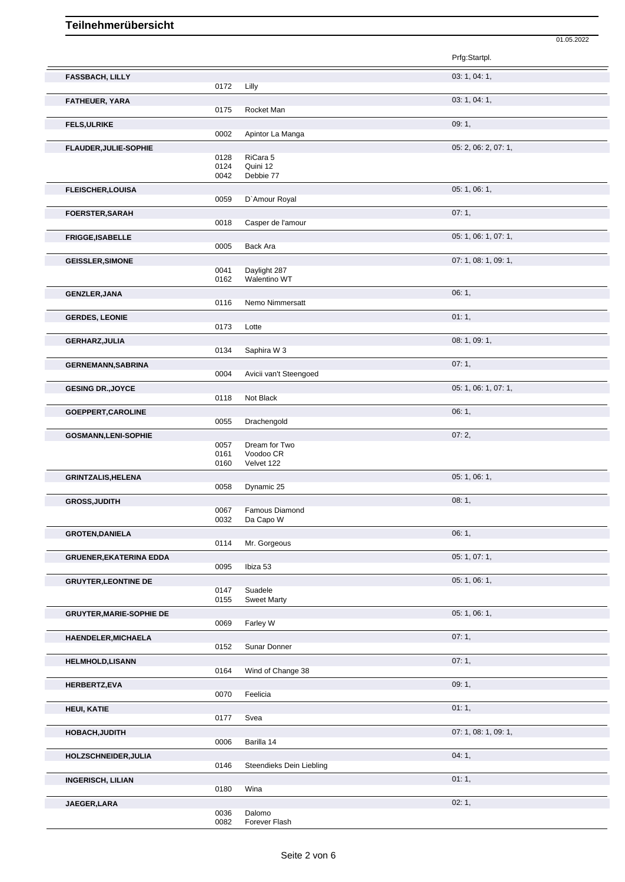# Teilnehmerübersicht

01.05.2022

| Name | Nr. | Pferd | Prfg:Startpl. |
|---|---|---|---|
| **FASSBACH, LILLY** | | | 03: 1, 04: 1, |
| | 0172 | Lilly | |
| **FATHEUER, YARA** | | | 03: 1, 04: 1, |
| | 0175 | Rocket Man | |
| **FELS,ULRIKE** | | | 09: 1, |
| | 0002 | Apintor La Manga | |
| **FLAUDER,JULIE-SOPHIE** | | | 05: 2, 06: 2, 07: 1, |
| | 0128 | RiCara 5 | |
| | 0124 | Quini 12 | |
| | 0042 | Debbie 77 | |
| **FLEISCHER,LOUISA** | | | 05: 1, 06: 1, |
| | 0059 | D`Amour Royal | |
| **FOERSTER,SARAH** | | | 07: 1, |
| | 0018 | Casper de l'amour | |
| **FRIGGE,ISABELLE** | | | 05: 1, 06: 1, 07: 1, |
| | 0005 | Back Ara | |
| **GEISSLER,SIMONE** | | | 07: 1, 08: 1, 09: 1, |
| | 0041 | Daylight 287 | |
| | 0162 | Walentino WT | |
| **GENZLER,JANA** | | | 06: 1, |
| | 0116 | Nemo Nimmersatt | |
| **GERDES, LEONIE** | | | 01: 1, |
| | 0173 | Lotte | |
| **GERHARZ,JULIA** | | | 08: 1, 09: 1, |
| | 0134 | Saphira W 3 | |
| **GERNEMANN,SABRINA** | | | 07: 1, |
| | 0004 | Avicii van't Steengoed | |
| **GESING DR.,JOYCE** | | | 05: 1, 06: 1, 07: 1, |
| | 0118 | Not Black | |
| **GOEPPERT,CAROLINE** | | | 06: 1, |
| | 0055 | Drachengold | |
| **GOSMANN,LENI-SOPHIE** | | | 07: 2, |
| | 0057 | Dream for Two | |
| | 0161 | Voodoo CR | |
| | 0160 | Velvet 122 | |
| **GRINTZALIS,HELENA** | | | 05: 1, 06: 1, |
| | 0058 | Dynamic 25 | |
| **GROSS,JUDITH** | | | 08: 1, |
| | 0067 | Famous Diamond | |
| | 0032 | Da Capo W | |
| **GROTEN,DANIELA** | | | 06: 1, |
| | 0114 | Mr. Gorgeous | |
| **GRUENER,EKATERINA EDDA** | | | 05: 1, 07: 1, |
| | 0095 | Ibiza 53 | |
| **GRUYTER,LEONTINE DE** | | | 05: 1, 06: 1, |
| | 0147 | Suadele | |
| | 0155 | Sweet Marty | |
| **GRUYTER,MARIE-SOPHIE DE** | | | 05: 1, 06: 1, |
| | 0069 | Farley W | |
| **HAENDELER,MICHAELA** | | | 07: 1, |
| | 0152 | Sunar Donner | |
| **HELMHOLD,LISANN** | | | 07: 1, |
| | 0164 | Wind of Change 38 | |
| **HERBERTZ,EVA** | | | 09: 1, |
| | 0070 | Feelicia | |
| **HEUI, KATIE** | | | 01: 1, |
| | 0177 | Svea | |
| **HOBACH,JUDITH** | | | 07: 1, 08: 1, 09: 1, |
| | 0006 | Barilla 14 | |
| **HOLZSCHNEIDER,JULIA** | | | 04: 1, |
| | 0146 | Steendieks Dein Liebling | |
| **INGERISCH, LILIAN** | | | 01: 1, |
| | 0180 | Wina | |
| **JAEGER,LARA** | | | 02: 1, |
| | 0036 | Dalomo | |
| | 0082 | Forever Flash | |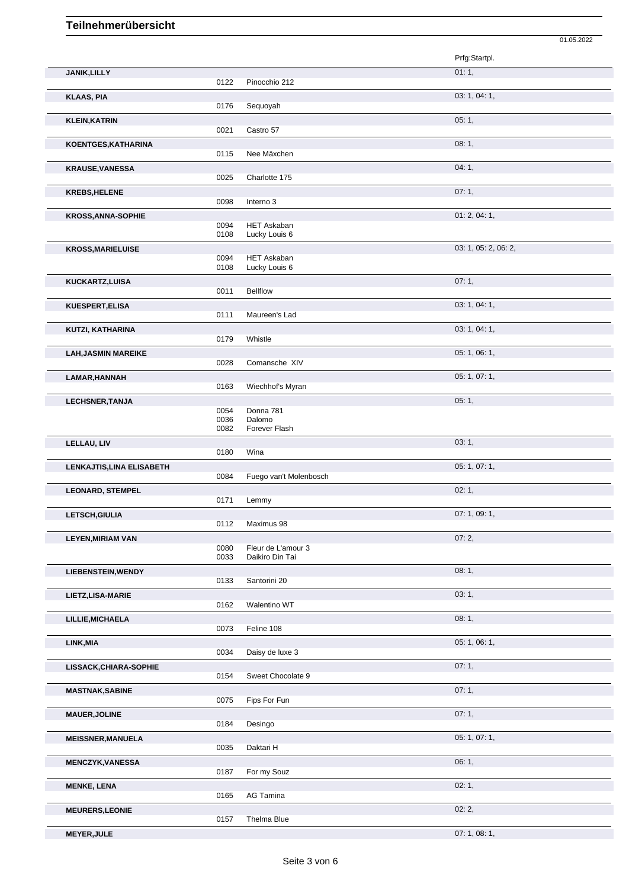# Teilnehmerübersicht

01.05.2022

| Name | Nr. | Pferd | Prfg:Startpl. |
|---|---|---|---|
| **JANIK,LILLY** | | | 01: 1, |
| | 0122 | Pinocchio 212 | |
| **KLAAS, PIA** | | | 03: 1, 04: 1, |
| | 0176 | Sequoyah | |
| **KLEIN,KATRIN** | | | 05: 1, |
| | 0021 | Castro 57 | |
| **KOENTGES,KATHARINA** | | | 08: 1, |
| | 0115 | Nee Mäxchen | |
| **KRAUSE,VANESSA** | | | 04: 1, |
| | 0025 | Charlotte 175 | |
| **KREBS,HELENE** | | | 07: 1, |
| | 0098 | Interno 3 | |
| **KROSS,ANNA-SOPHIE** | | | 01: 2, 04: 1, |
| | 0094 | HET Askaban | |
| | 0108 | Lucky Louis 6 | |
| **KROSS,MARIELUISE** | | | 03: 1, 05: 2, 06: 2, |
| | 0094 | HET Askaban | |
| | 0108 | Lucky Louis 6 | |
| **KUCKARTZ,LUISA** | | | 07: 1, |
| | 0011 | Bellflow | |
| **KUESPERT,ELISA** | | | 03: 1, 04: 1, |
| | 0111 | Maureen's Lad | |
| **KUTZI, KATHARINA** | | | 03: 1, 04: 1, |
| | 0179 | Whistle | |
| **LAH,JASMIN MAREIKE** | | | 05: 1, 06: 1, |
| | 0028 | Comansche XIV | |
| **LAMAR,HANNAH** | | | 05: 1, 07: 1, |
| | 0163 | Wiechhof's Myran | |
| **LECHSNER,TANJA** | | | 05: 1, |
| | 0054 | Donna 781 | |
| | 0036 | Dalomo | |
| | 0082 | Forever Flash | |
| **LELLAU, LIV** | | | 03: 1, |
| | 0180 | Wina | |
| **LENKAJTIS,LINA ELISABETH** | | | 05: 1, 07: 1, |
| | 0084 | Fuego van't Molenbosch | |
| **LEONARD, STEMPEL** | | | 02: 1, |
| | 0171 | Lemmy | |
| **LETSCH,GIULIA** | | | 07: 1, 09: 1, |
| | 0112 | Maximus 98 | |
| **LEYEN,MIRIAM VAN** | | | 07: 2, |
| | 0080 | Fleur de L'amour 3 | |
| | 0033 | Daikiro Din Tai | |
| **LIEBENSTEIN,WENDY** | | | 08: 1, |
| | 0133 | Santorini 20 | |
| **LIETZ,LISA-MARIE** | | | 03: 1, |
| | 0162 | Walentino WT | |
| **LILLIE,MICHAELA** | | | 08: 1, |
| | 0073 | Feline 108 | |
| **LINK,MIA** | | | 05: 1, 06: 1, |
| | 0034 | Daisy de luxe 3 | |
| **LISSACK,CHIARA-SOPHIE** | | | 07: 1, |
| | 0154 | Sweet Chocolate 9 | |
| **MASTNAK,SABINE** | | | 07: 1, |
| | 0075 | Fips For Fun | |
| **MAUER,JOLINE** | | | 07: 1, |
| | 0184 | Desingo | |
| **MEISSNER,MANUELA** | | | 05: 1, 07: 1, |
| | 0035 | Daktari H | |
| **MENCZYK,VANESSA** | | | 06: 1, |
| | 0187 | For my Souz | |
| **MENKE, LENA** | | | 02: 1, |
| | 0165 | AG Tamina | |
| **MEURERS,LEONIE** | | | 02: 2, |
| | 0157 | Thelma Blue | |
| **MEYER,JULE** | | | 07: 1, 08: 1, |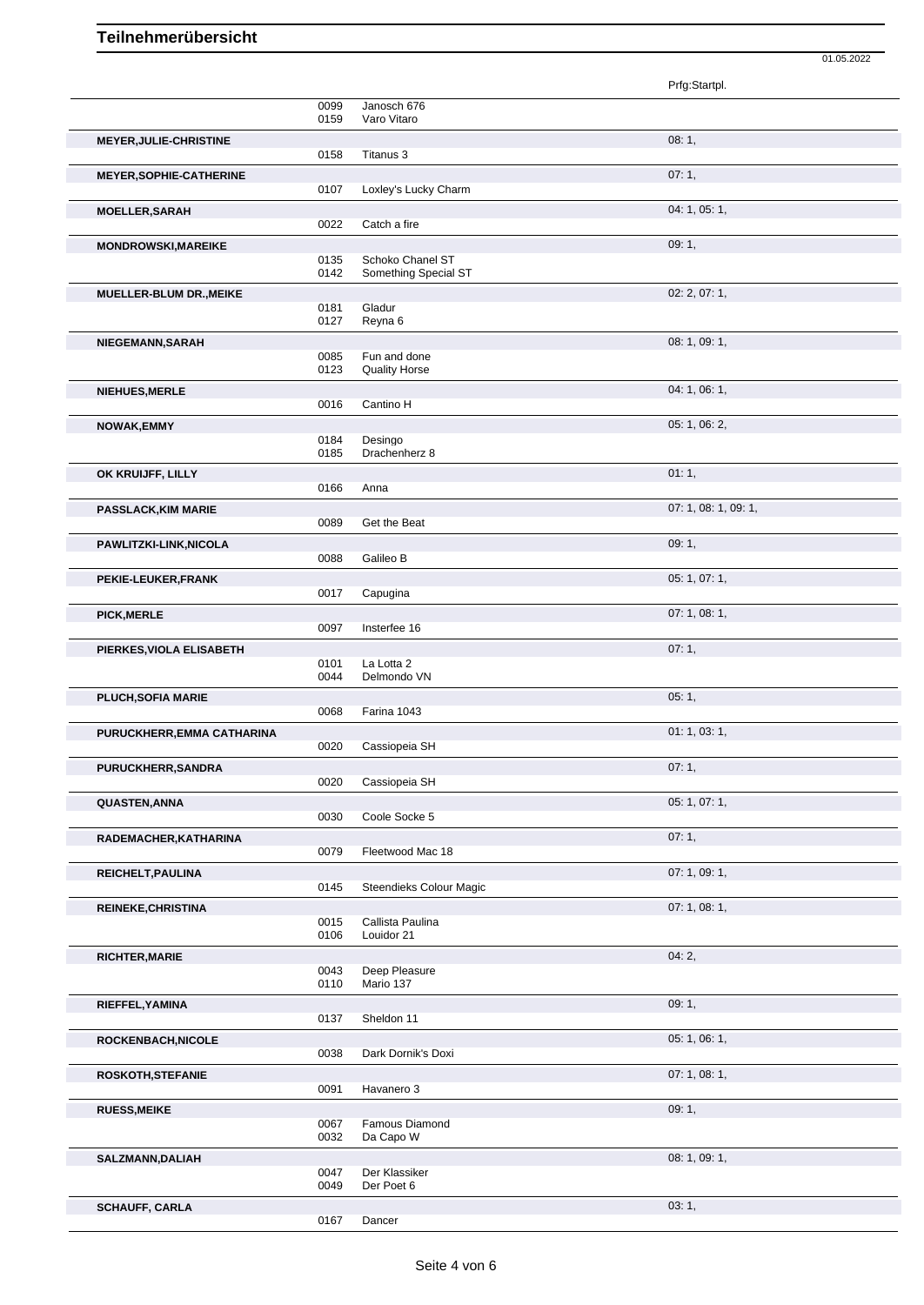# Teilnehmerübersicht

01.05.2022

| Teilnehmer | Nr. | Pferd | Prfg:Startpl. |
|---|---|---|---|
| | 0099 | Janosch 676 | |
| | 0159 | Varo Vitaro | |
| **MEYER,JULIE-CHRISTINE** | | | 08: 1, |
| | 0158 | Titanus 3 | |
| **MEYER,SOPHIE-CATHERINE** | | | 07: 1, |
| | 0107 | Loxley's Lucky Charm | |
| **MOELLER,SARAH** | | | 04: 1, 05: 1, |
| | 0022 | Catch a fire | |
| **MONDROWSKI,MAREIKE** | | | 09: 1, |
| | 0135 | Schoko Chanel ST | |
| | 0142 | Something Special ST | |
| **MUELLER-BLUM DR.,MEIKE** | | | 02: 2, 07: 1, |
| | 0181 | Gladur | |
| | 0127 | Reyna 6 | |
| **NIEGEMANN,SARAH** | | | 08: 1, 09: 1, |
| | 0085 | Fun and done | |
| | 0123 | Quality Horse | |
| **NIEHUES,MERLE** | | | 04: 1, 06: 1, |
| | 0016 | Cantino H | |
| **NOWAK,EMMY** | | | 05: 1, 06: 2, |
| | 0184 | Desingo | |
| | 0185 | Drachenherz 8 | |
| **OK KRUIJFF, LILLY** | | | 01: 1, |
| | 0166 | Anna | |
| **PASSLACK,KIM MARIE** | | | 07: 1, 08: 1, 09: 1, |
| | 0089 | Get the Beat | |
| **PAWLITZKI-LINK,NICOLA** | | | 09: 1, |
| | 0088 | Galileo B | |
| **PEKIE-LEUKER,FRANK** | | | 05: 1, 07: 1, |
| | 0017 | Capugina | |
| **PICK,MERLE** | | | 07: 1, 08: 1, |
| | 0097 | Insterfee 16 | |
| **PIERKES,VIOLA ELISABETH** | | | 07: 1, |
| | 0101 | La Lotta 2 | |
| | 0044 | Delmondo VN | |
| **PLUCH,SOFIA MARIE** | | | 05: 1, |
| | 0068 | Farina 1043 | |
| **PURUCKHERR,EMMA CATHARINA** | | | 01: 1, 03: 1, |
| | 0020 | Cassiopeia SH | |
| **PURUCKHERR,SANDRA** | | | 07: 1, |
| | 0020 | Cassiopeia SH | |
| **QUASTEN,ANNA** | | | 05: 1, 07: 1, |
| | 0030 | Coole Socke 5 | |
| **RADEMACHER,KATHARINA** | | | 07: 1, |
| | 0079 | Fleetwood Mac 18 | |
| **REICHELT,PAULINA** | | | 07: 1, 09: 1, |
| | 0145 | Steendieks Colour Magic | |
| **REINEKE,CHRISTINA** | | | 07: 1, 08: 1, |
| | 0015 | Callista Paulina | |
| | 0106 | Louidor 21 | |
| **RICHTER,MARIE** | | | 04: 2, |
| | 0043 | Deep Pleasure | |
| | 0110 | Mario 137 | |
| **RIEFFEL,YAMINA** | | | 09: 1, |
| | 0137 | Sheldon 11 | |
| **ROCKENBACH,NICOLE** | | | 05: 1, 06: 1, |
| | 0038 | Dark Dornik's Doxi | |
| **ROSKOTH,STEFANIE** | | | 07: 1, 08: 1, |
| | 0091 | Havanero 3 | |
| **RUESS,MEIKE** | | | 09: 1, |
| | 0067 | Famous Diamond | |
| | 0032 | Da Capo W | |
| **SALZMANN,DALIAH** | | | 08: 1, 09: 1, |
| | 0047 | Der Klassiker | |
| | 0049 | Der Poet 6 | |
| **SCHAUFF, CARLA** | | | 03: 1, |
| | 0167 | Dancer | |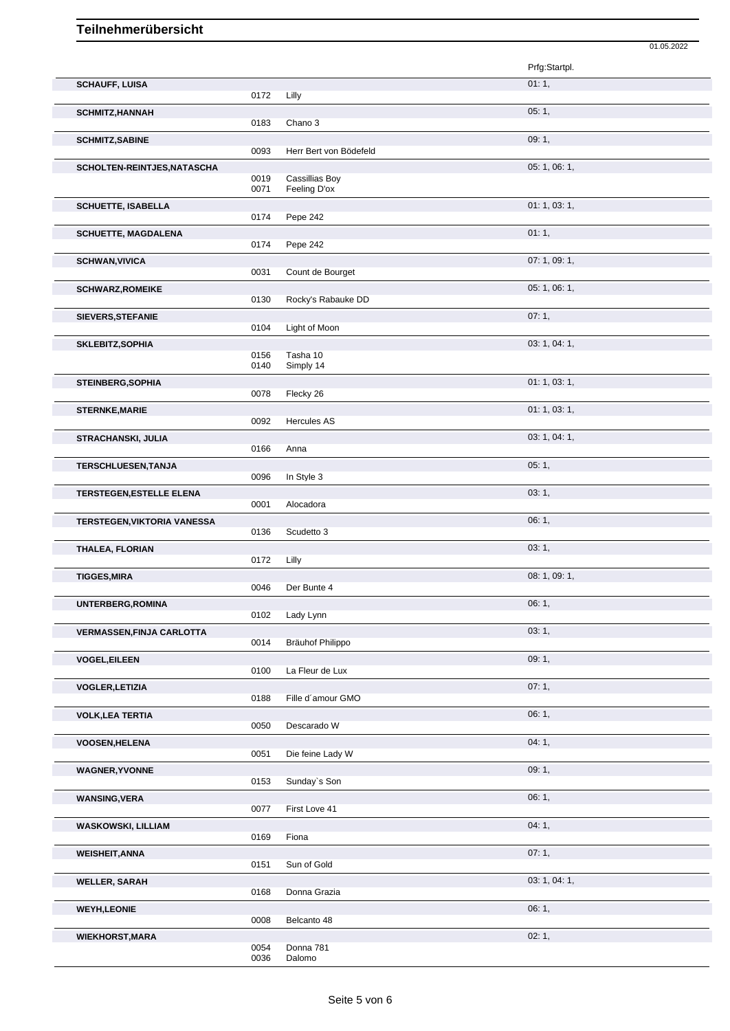# Teilnehmerübersicht

01.05.2022

| Name | Nr. | Pferd | Prfg:Startpl. |
|---|---|---|---|
| **SCHAUFF, LUISA** | 0172 | Lilly | 01: 1, |
| **SCHMITZ,HANNAH** | 0183 | Chano 3 | 05: 1, |
| **SCHMITZ,SABINE** | 0093 | Herr Bert von Bödefeld | 09: 1, |
| **SCHOLTEN-REINTJES,NATASCHA** | 0019 | Cassillias Boy | 05: 1, 06: 1, |
| | 0071 | Feeling D'ox | |
| **SCHUETTE, ISABELLA** | 0174 | Pepe 242 | 01: 1, 03: 1, |
| **SCHUETTE, MAGDALENA** | 0174 | Pepe 242 | 01: 1, |
| **SCHWAN,VIVICA** | 0031 | Count de Bourget | 07: 1, 09: 1, |
| **SCHWARZ,ROMEIKE** | 0130 | Rocky's Rabauke DD | 05: 1, 06: 1, |
| **SIEVERS,STEFANIE** | 0104 | Light of Moon | 07: 1, |
| **SKLEBITZ,SOPHIA** | 0156 | Tasha 10 | 03: 1, 04: 1, |
| | 0140 | Simply 14 | |
| **STEINBERG,SOPHIA** | 0078 | Flecky 26 | 01: 1, 03: 1, |
| **STERNKE,MARIE** | 0092 | Hercules AS | 01: 1, 03: 1, |
| **STRACHANSKI, JULIA** | 0166 | Anna | 03: 1, 04: 1, |
| **TERSCHLUESEN,TANJA** | 0096 | In Style 3 | 05: 1, |
| **TERSTEGEN,ESTELLE ELENA** | 0001 | Alocadora | 03: 1, |
| **TERSTEGEN,VIKTORIA VANESSA** | 0136 | Scudetto 3 | 06: 1, |
| **THALEA, FLORIAN** | 0172 | Lilly | 03: 1, |
| **TIGGES,MIRA** | 0046 | Der Bunte 4 | 08: 1, 09: 1, |
| **UNTERBERG,ROMINA** | 0102 | Lady Lynn | 06: 1, |
| **VERMASSEN,FINJA CARLOTTA** | 0014 | Bräuhof Philippo | 03: 1, |
| **VOGEL,EILEEN** | 0100 | La Fleur de Lux | 09: 1, |
| **VOGLER,LETIZIA** | 0188 | Fille d´amour GMO | 07: 1, |
| **VOLK,LEA TERTIA** | 0050 | Descarado W | 06: 1, |
| **VOOSEN,HELENA** | 0051 | Die feine Lady W | 04: 1, |
| **WAGNER,YVONNE** | 0153 | Sunday`s Son | 09: 1, |
| **WANSING,VERA** | 0077 | First Love 41 | 06: 1, |
| **WASKOWSKI, LILLIAM** | 0169 | Fiona | 04: 1, |
| **WEISHEIT,ANNA** | 0151 | Sun of Gold | 07: 1, |
| **WELLER, SARAH** | 0168 | Donna Grazia | 03: 1, 04: 1, |
| **WEYH,LEONIE** | 0008 | Belcanto 48 | 06: 1, |
| **WIEKHORST,MARA** | 0054 | Donna 781 | 02: 1, |
| | 0036 | Dalomo | |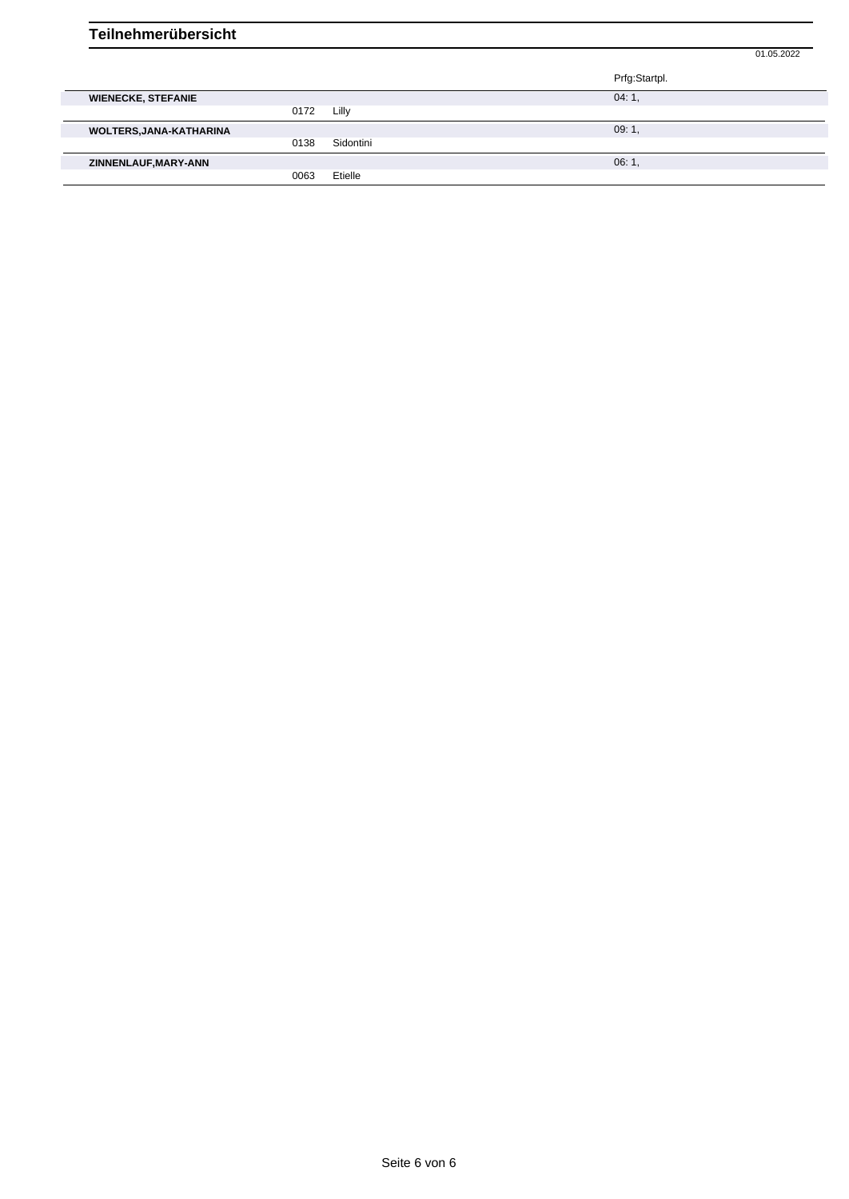# Teilnehmerübersicht

01.05.2022

| | | | Prfg:Startpl. |
|---|---|---|---|
| **WIENECKE, STEFANIE** | | | 04: 1, |
| | 0172 | Lilly | |
| **WOLTERS,JANA-KATHARINA** | | | 09: 1, |
| | 0138 | Sidontini | |
| **ZINNENLAUF,MARY-ANN** | | | 06: 1, |
| | 0063 | Etielle | |